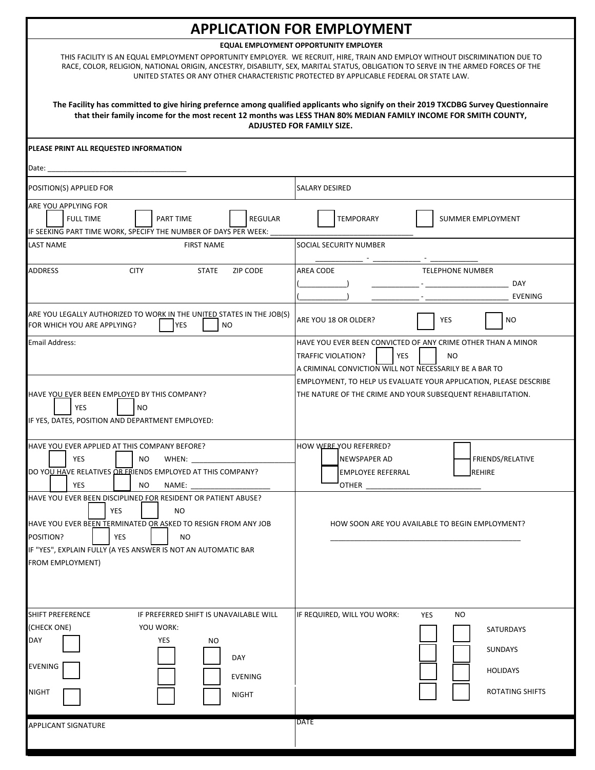# APPLICATION FOR EMPLOYMENT

**EQUAL EMPLOYMENT OPPORTUNITY EMPLOYER**

THIS FACILITY IS AN EQUAL EMPLOYMENT OPPORTUNITY EMPLOYER. WE RECRUIT, HIRE, TRAIN AND EMPLOY WITHOUT DISCRIMINATION DUE TO RACE, COLOR, RELIGION, NATIONAL ORIGIN, ANCESTRY, DISABILITY, SEX, MARITAL STATUS, OBLIGATION TO SERVE IN THE ARMED FORCES OF THE UNITED STATES OR ANY OTHER CHARACTERISTIC PROTECTED BY APPLICABLE FEDERAL OR STATE LAW.

**The Facility has committed to give hiring prefernce among qualified applicants who signify on their 2019 TXCDBG Survey Questionnaire that their family income for the most recent 12 months was LESS THAN 80% MEDIAN FAMILY INCOME FOR SMITH COUNTY, ADJUSTED FOR FAMILY SIZE.**

**PLEASE PRINT ALL REQUESTED INFORMATION**

Date: ___________________________________

POSITION(S) APPLIED FOR

SALARY DESIRED

ARE YOU APPLYING FOR
☐ FULL TIME ☐ PART TIME ☐ REGULAR ☐ TEMPORARY ☐ SUMMER EMPLOYMENT

IF SEEKING PART TIME WORK, SPECIFY THE NUMBER OF DAYS PER WEEK: ___________________________________

LAST NAME FIRST NAME

SOCIAL SECURITY NUMBER
___________ - ___________ - ___________

ADDRESS CITY STATE ZIP CODE

AREA CODE TELEPHONE NUMBER
(___________) ___________ - ____________________ DAY
(___________) ___________ - ____________________ EVENING

ARE YOU LEGALLY AUTHORIZED TO WORK IN THE UNITED STATES IN THE JOB(S) FOR WHICH YOU ARE APPLYING? ☐ YES ☐ NO

ARE YOU 18 OR OLDER? ☐ YES ☐ NO

Email Address:

HAVE YOU EVER BEEN CONVICTED OF ANY CRIME OTHER THAN A MINOR TRAFFIC VIOLATION? ☐ YES ☐ NO
A CRIMINAL CONVICTION WILL NOT NECESSARILY BE A BAR TO EMPLOYMENT, TO HELP US EVALUATE YOUR APPLICATION, PLEASE DESCRIBE THE NATURE OF THE CRIME AND YOUR SUBSEQUENT REHABILITATION.

HAVE YOU EVER BEEN EMPLOYED BY THIS COMPANY?
☐ YES ☐ NO
IF YES, DATES, POSITION AND DEPARTMENT EMPLOYED:

HAVE YOU EVER APPLIED AT THIS COMPANY BEFORE?
☐ YES ☐ NO WHEN: __________________________

DO YOU HAVE RELATIVES OR FRIENDS EMPLOYED AT THIS COMPANY?
☐ YES ☐ NO NAME: ____________________

HOW WERE YOU REFERRED?
☐ NEWSPAPER AD ☐ FRIENDS/RELATIVE
☐ EMPLOYEE REFERRAL ☐ REHIRE
OTHER ______________________________

HAVE YOU EVER BEEN DISCIPLINED FOR RESIDENT OR PATIENT ABUSE?
☐ YES ☐ NO

HAVE YOU EVER BEEN TERMINATED OR ASKED TO RESIGN FROM ANY JOB POSITION? ☐ YES ☐ NO
IF "YES", EXPLAIN FULLY (A YES ANSWER IS NOT AN AUTOMATIC BAR FROM EMPLOYMENT)

HOW SOON ARE YOU AVAILABLE TO BEGIN EMPLOYMENT?
_________________________________________________

SHIFT PREFERENCE (CHECK ONE)
☐ DAY
☐ EVENING
☐ NIGHT

IF PREFERRED SHIFT IS UNAVAILABLE WILL YOU WORK:

| YES | NO | |
|---|---|---|
| ☐ | ☐ | DAY |
| ☐ | ☐ | EVENING |
| ☐ | ☐ | NIGHT |

IF REQUIRED, WILL YOU WORK:

| YES | NO | |
|---|---|---|
| ☐ | ☐ | SATURDAYS |
| ☐ | ☐ | SUNDAYS |
| ☐ | ☐ | HOLIDAYS |
| ☐ | ☐ | ROTATING SHIFTS |

APPLICANT SIGNATURE

DATE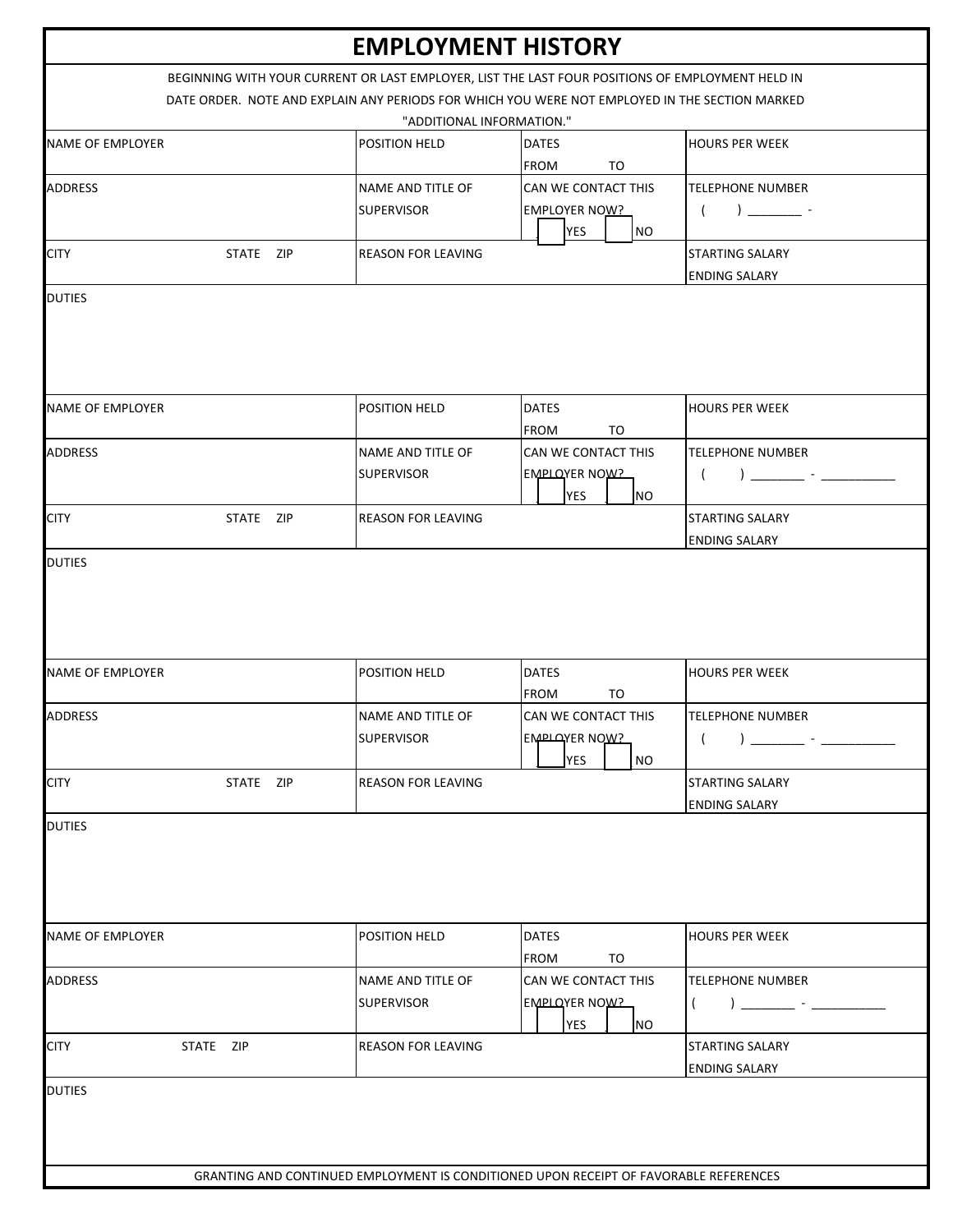# EMPLOYMENT HISTORY

BEGINNING WITH YOUR CURRENT OR LAST EMPLOYER, LIST THE LAST FOUR POSITIONS OF EMPLOYMENT HELD IN DATE ORDER. NOTE AND EXPLAIN ANY PERIODS FOR WHICH YOU WERE NOT EMPLOYED IN THE SECTION MARKED "ADDITIONAL INFORMATION."

| NAME OF EMPLOYER | POSITION HELD | DATES<br>FROM TO | HOURS PER WEEK |
|---|---|---|---|
| ADDRESS | NAME AND TITLE OF SUPERVISOR | CAN WE CONTACT THIS EMPLOYER NOW?<br>☐ YES ☐ NO | TELEPHONE NUMBER<br>( ) ________ - |
| CITY STATE ZIP | REASON FOR LEAVING | | STARTING SALARY<br>ENDING SALARY |
| DUTIES | | | |

| NAME OF EMPLOYER | POSITION HELD | DATES<br>FROM TO | HOURS PER WEEK |
|---|---|---|---|
| ADDRESS | NAME AND TITLE OF SUPERVISOR | CAN WE CONTACT THIS EMPLOYER NOW?<br>☐ YES ☐ NO | TELEPHONE NUMBER<br>( ) ________ - ___________ |
| CITY STATE ZIP | REASON FOR LEAVING | | STARTING SALARY<br>ENDING SALARY |
| DUTIES | | | |

| NAME OF EMPLOYER | POSITION HELD | DATES<br>FROM TO | HOURS PER WEEK |
|---|---|---|---|
| ADDRESS | NAME AND TITLE OF SUPERVISOR | CAN WE CONTACT THIS EMPLOYER NOW?<br>☐ YES ☐ NO | TELEPHONE NUMBER<br>( ) ________ - ___________ |
| CITY STATE ZIP | REASON FOR LEAVING | | STARTING SALARY<br>ENDING SALARY |
| DUTIES | | | |

| NAME OF EMPLOYER | POSITION HELD | DATES<br>FROM TO | HOURS PER WEEK |
|---|---|---|---|
| ADDRESS | NAME AND TITLE OF SUPERVISOR | CAN WE CONTACT THIS EMPLOYER NOW?<br>☐ YES ☐ NO | TELEPHONE NUMBER<br>( ) ________ - ___________ |
| CITY STATE ZIP | REASON FOR LEAVING | | STARTING SALARY<br>ENDING SALARY |
| DUTIES | | | |

GRANTING AND CONTINUED EMPLOYMENT IS CONDITIONED UPON RECEIPT OF FAVORABLE REFERENCES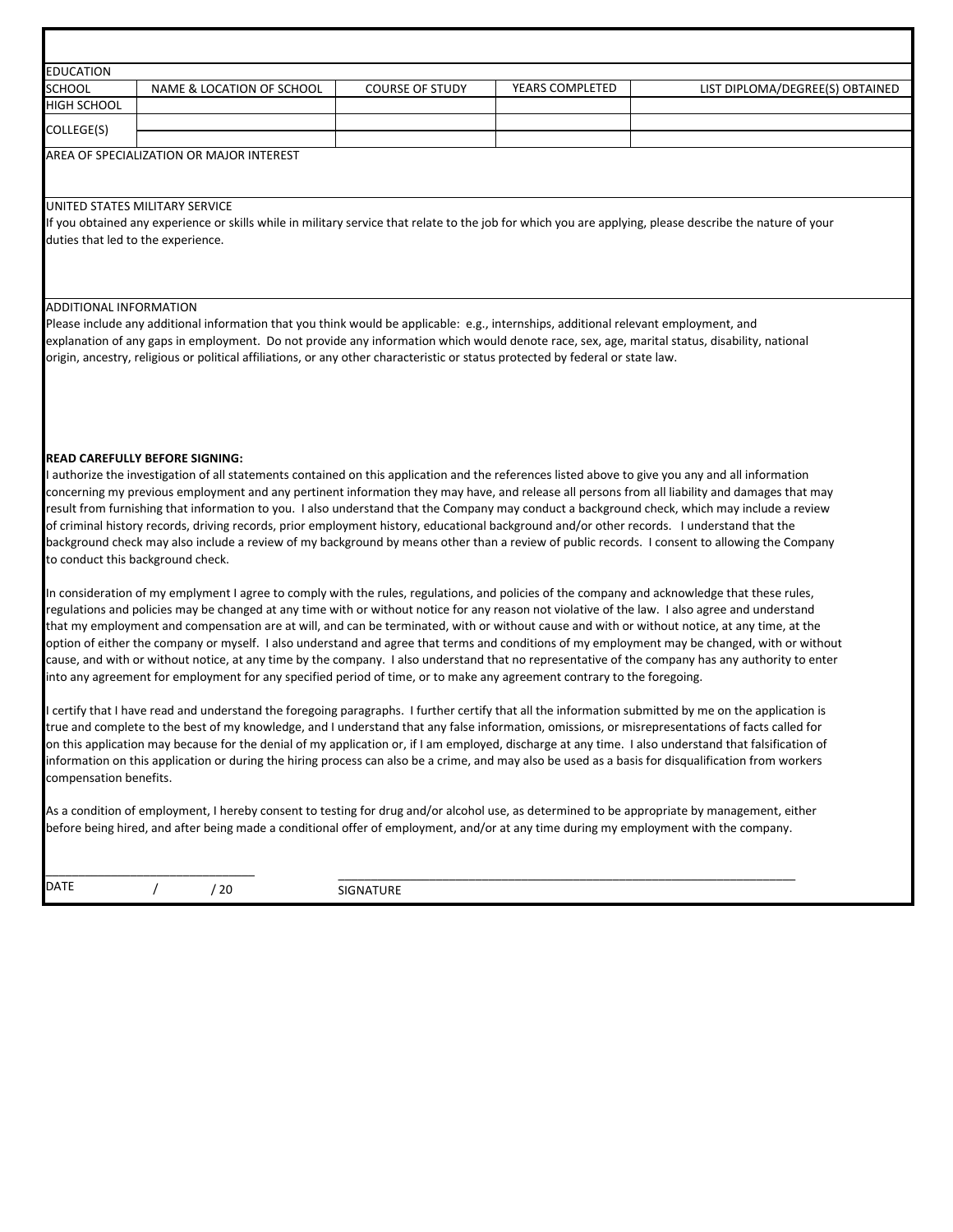EDUCATION

| SCHOOL | NAME & LOCATION OF SCHOOL | COURSE OF STUDY | YEARS COMPLETED | LIST DIPLOMA/DEGREE(S) OBTAINED |
|---|---|---|---|---|
| HIGH SCHOOL | | | | |
| COLLEGE(S) | | | | |
| | | | | |

AREA OF SPECIALIZATION OR MAJOR INTEREST

UNITED STATES MILITARY SERVICE

If you obtained any experience or skills while in military service that relate to the job for which you are applying, please describe the nature of your duties that led to the experience.

ADDITIONAL INFORMATION

Please include any additional information that you think would be applicable: e.g., internships, additional relevant employment, and explanation of any gaps in employment. Do not provide any information which would denote race, sex, age, marital status, disability, national origin, ancestry, religious or political affiliations, or any other characteristic or status protected by federal or state law.

**READ CAREFULLY BEFORE SIGNING:**

I authorize the investigation of all statements contained on this application and the references listed above to give you any and all information concerning my previous employment and any pertinent information they may have, and release all persons from all liability and damages that may result from furnishing that information to you. I also understand that the Company may conduct a background check, which may include a review of criminal history records, driving records, prior employment history, educational background and/or other records. I understand that the background check may also include a review of my background by means other than a review of public records. I consent to allowing the Company to conduct this background check.

In consideration of my emplyment I agree to comply with the rules, regulations, and policies of the company and acknowledge that these rules, regulations and policies may be changed at any time with or without notice for any reason not violative of the law. I also agree and understand that my employment and compensation are at will, and can be terminated, with or without cause and with or without notice, at any time, at the option of either the company or myself. I also understand and agree that terms and conditions of my employment may be changed, with or without cause, and with or without notice, at any time by the company. I also understand that no representative of the company has any authority to enter into any agreement for employment for any specified period of time, or to make any agreement contrary to the foregoing.

I certify that I have read and understand the foregoing paragraphs. I further certify that all the information submitted by me on the application is true and complete to the best of my knowledge, and I understand that any false information, omissions, or misrepresentations of facts called for on this application may because for the denial of my application or, if I am employed, discharge at any time. I also understand that falsification of information on this application or during the hiring process can also be a crime, and may also be used as a basis for disqualification from workers compensation benefits.

As a condition of employment, I hereby consent to testing for drug and/or alcohol use, as determined to be appropriate by management, either before being hired, and after being made a conditional offer of employment, and/or at any time during my employment with the company.

_______________________________ &nbsp;&nbsp;&nbsp;&nbsp; ______________________________________________________________

DATE &nbsp;&nbsp; / &nbsp;&nbsp; / 20 &nbsp;&nbsp;&nbsp;&nbsp; SIGNATURE